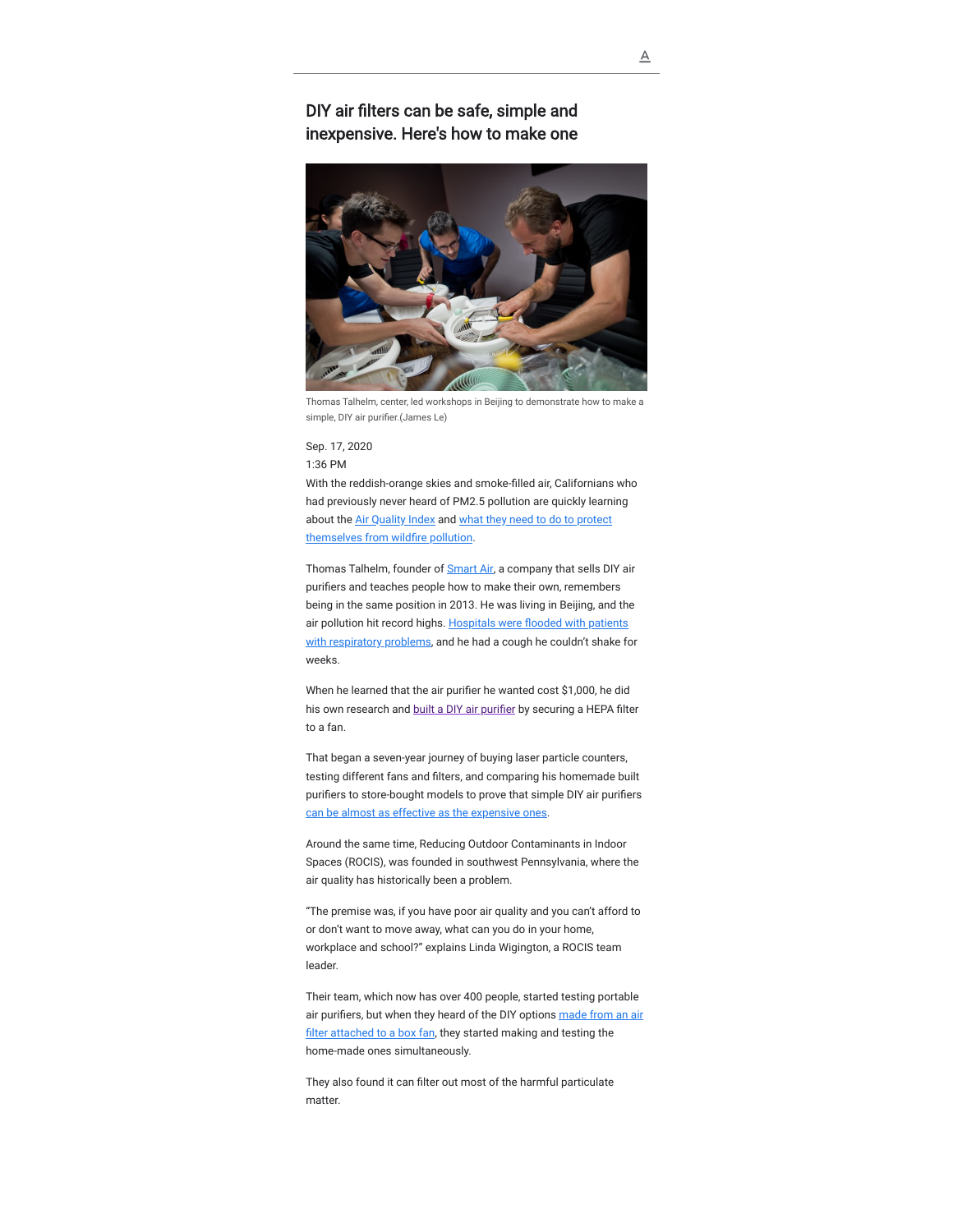# DIY air filters can be safe, simple and inexpensive. Here's how to make one

Thomas Talhelm, center, led workshops in Beijing to demonstrate how to make a simple, DIY air purifier.(James Le)

Sep. 17, 2020
1:36 PM

With the reddish-orange skies and smoke-filled air, Californians who had previously never heard of PM2.5 pollution are quickly learning about the Air Quality Index and what they need to do to protect themselves from wildfire pollution.

Thomas Talhelm, founder of Smart Air, a company that sells DIY air purifiers and teaches people how to make their own, remembers being in the same position in 2013. He was living in Beijing, and the air pollution hit record highs. Hospitals were flooded with patients with respiratory problems, and he had a cough he couldn't shake for weeks.

When he learned that the air purifier he wanted cost $1,000, he did his own research and built a DIY air purifier by securing a HEPA filter to a fan.

That began a seven-year journey of buying laser particle counters, testing different fans and filters, and comparing his homemade built purifiers to store-bought models to prove that simple DIY air purifiers can be almost as effective as the expensive ones.

Around the same time, Reducing Outdoor Contaminants in Indoor Spaces (ROCIS), was founded in southwest Pennsylvania, where the air quality has historically been a problem.

"The premise was, if you have poor air quality and you can't afford to or don't want to move away, what can you do in your home, workplace and school?" explains Linda Wigington, a ROCIS team leader.

Their team, which now has over 400 people, started testing portable air purifiers, but when they heard of the DIY options made from an air filter attached to a box fan, they started making and testing the home-made ones simultaneously.

They also found it can filter out most of the harmful particulate matter.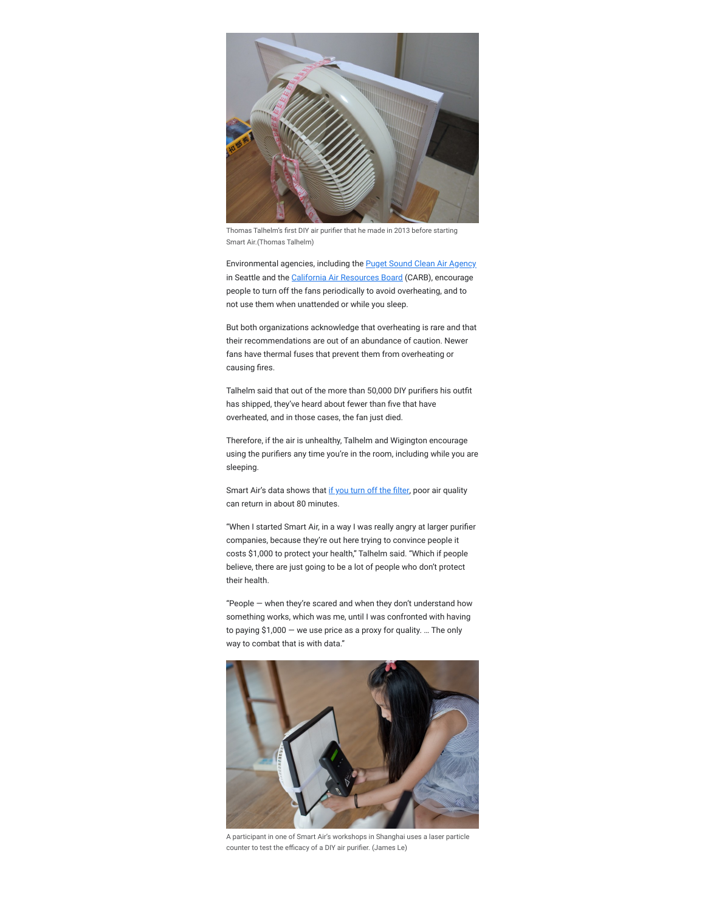Thomas Talhelm's first DIY air purifier that he made in 2013 before starting Smart Air.(Thomas Talhelm)

Environmental agencies, including the Puget Sound Clean Air Agency in Seattle and the California Air Resources Board (CARB), encourage people to turn off the fans periodically to avoid overheating, and to not use them when unattended or while you sleep.

But both organizations acknowledge that overheating is rare and that their recommendations are out of an abundance of caution. Newer fans have thermal fuses that prevent them from overheating or causing fires.

Talhelm said that out of the more than 50,000 DIY purifiers his outfit has shipped, they've heard about fewer than five that have overheated, and in those cases, the fan just died.

Therefore, if the air is unhealthy, Talhelm and Wigington encourage using the purifiers any time you're in the room, including while you are sleeping.

Smart Air's data shows that if you turn off the filter, poor air quality can return in about 80 minutes.

"When I started Smart Air, in a way I was really angry at larger purifier companies, because they're out here trying to convince people it costs $1,000 to protect your health," Talhelm said. "Which if people believe, there are just going to be a lot of people who don't protect their health.

"People — when they're scared and when they don't understand how something works, which was me, until I was confronted with having to paying $1,000 — we use price as a proxy for quality. … The only way to combat that is with data."

A participant in one of Smart Air's workshops in Shanghai uses a laser particle counter to test the efficacy of a DIY air purifier. (James Le)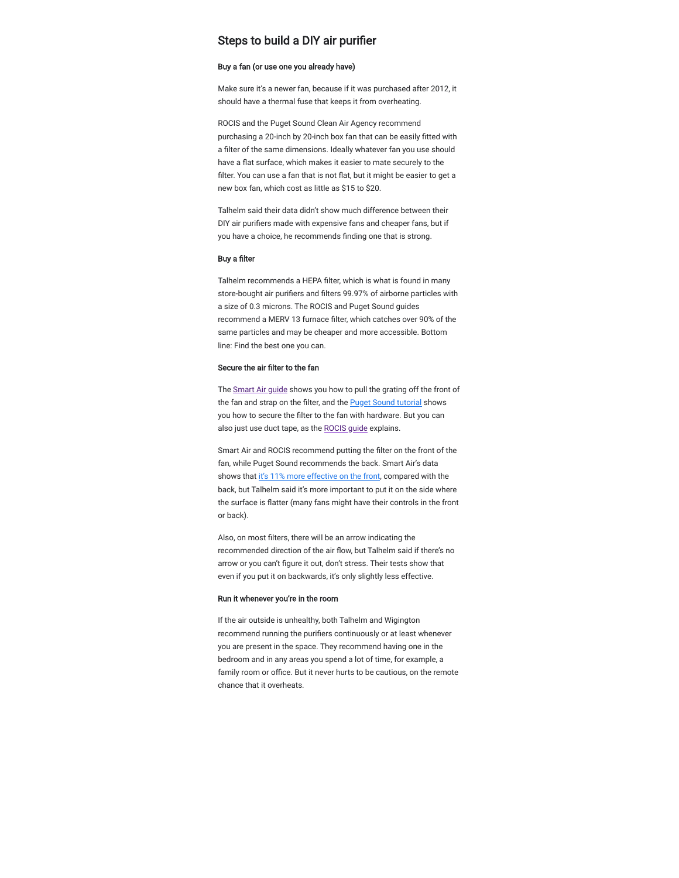## Steps to build a DIY air purifier

### Buy a fan (or use one you already have)

Make sure it's a newer fan, because if it was purchased after 2012, it should have a thermal fuse that keeps it from overheating.

ROCIS and the Puget Sound Clean Air Agency recommend purchasing a 20-inch by 20-inch box fan that can be easily fitted with a filter of the same dimensions. Ideally whatever fan you use should have a flat surface, which makes it easier to mate securely to the filter. You can use a fan that is not flat, but it might be easier to get a new box fan, which cost as little as $15 to $20.

Talhelm said their data didn't show much difference between their DIY air purifiers made with expensive fans and cheaper fans, but if you have a choice, he recommends finding one that is strong.

### Buy a filter

Talhelm recommends a HEPA filter, which is what is found in many store-bought air purifiers and filters 99.97% of airborne particles with a size of 0.3 microns. The ROCIS and Puget Sound guides recommend a MERV 13 furnace filter, which catches over 90% of the same particles and may be cheaper and more accessible. Bottom line: Find the best one you can.

### Secure the air filter to the fan

The Smart Air guide shows you how to pull the grating off the front of the fan and strap on the filter, and the Puget Sound tutorial shows you how to secure the filter to the fan with hardware. But you can also just use duct tape, as the ROCIS guide explains.

Smart Air and ROCIS recommend putting the filter on the front of the fan, while Puget Sound recommends the back. Smart Air's data shows that it's 11% more effective on the front, compared with the back, but Talhelm said it's more important to put it on the side where the surface is flatter (many fans might have their controls in the front or back).

Also, on most filters, there will be an arrow indicating the recommended direction of the air flow, but Talhelm said if there's no arrow or you can't figure it out, don't stress. Their tests show that even if you put it on backwards, it's only slightly less effective.

### Run it whenever you're in the room

If the air outside is unhealthy, both Talhelm and Wigington recommend running the purifiers continuously or at least whenever you are present in the space. They recommend having one in the bedroom and in any areas you spend a lot of time, for example, a family room or office. But it never hurts to be cautious, on the remote chance that it overheats.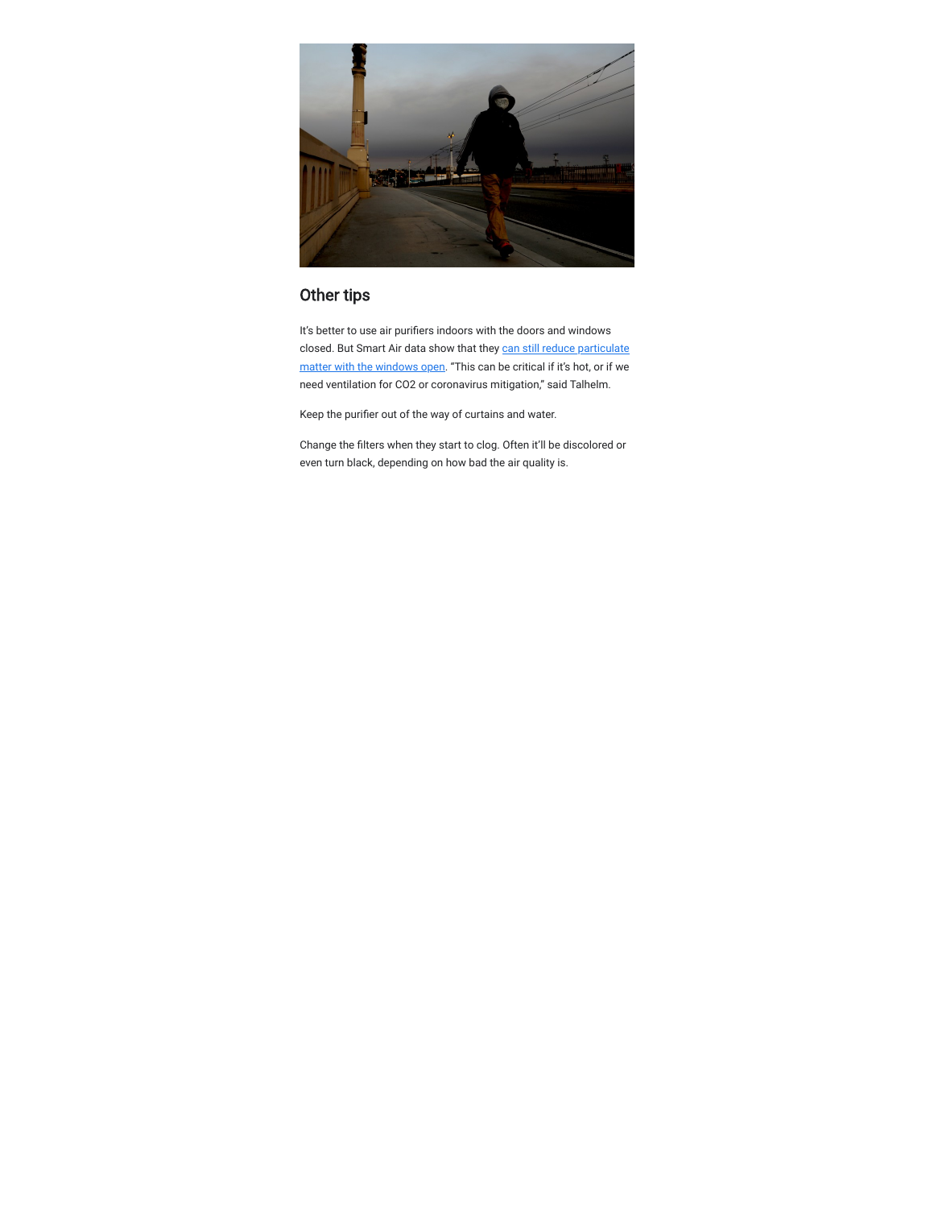## Other tips

It's better to use air purifiers indoors with the doors and windows closed. But Smart Air data show that they can still reduce particulate matter with the windows open. "This can be critical if it's hot, or if we need ventilation for $CO_2$ or coronavirus mitigation," said Talhelm.

Keep the purifier out of the way of curtains and water.

Change the filters when they start to clog. Often it'll be discolored or even turn black, depending on how bad the air quality is.